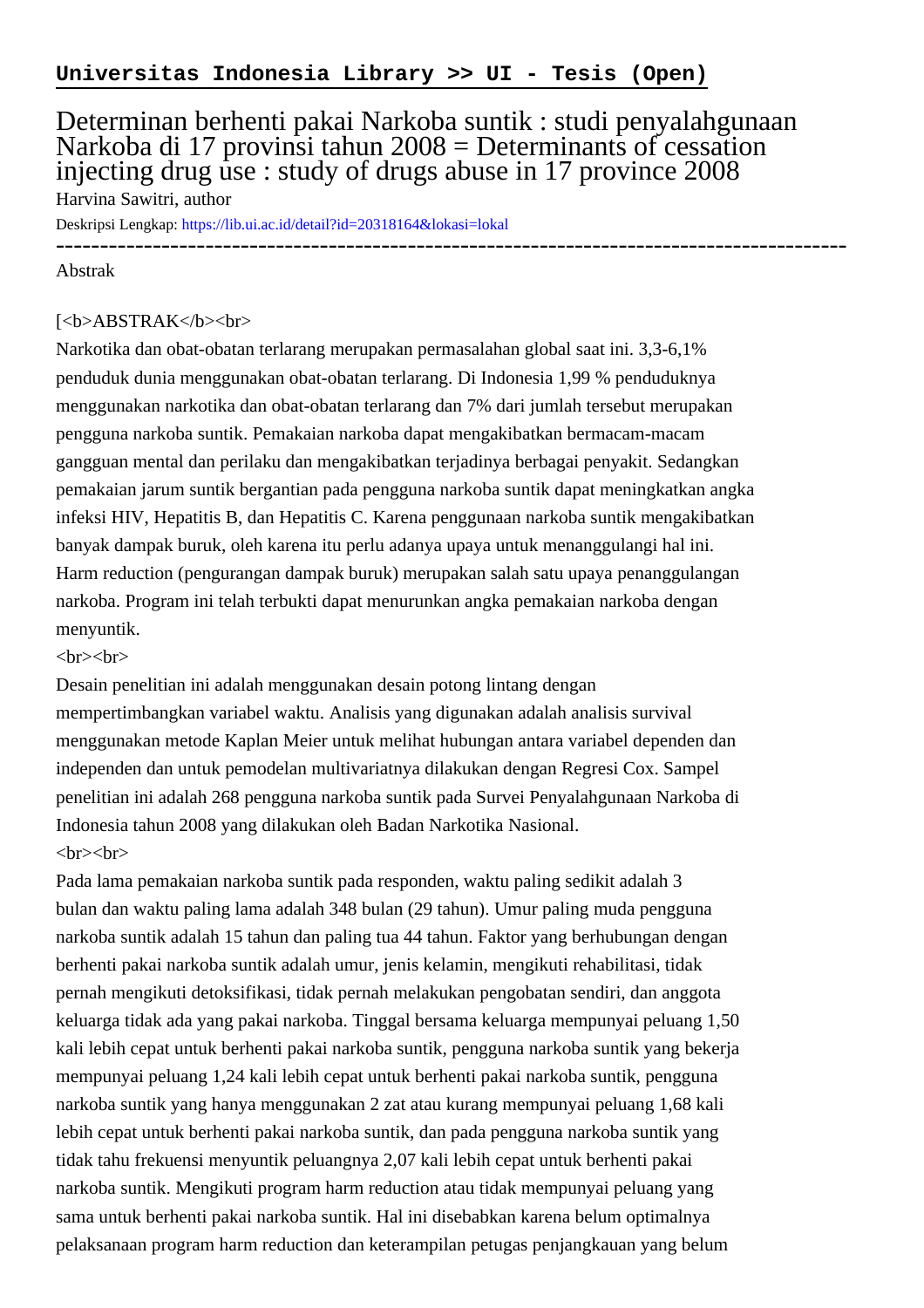**Universitas Indonesia Library >> UI - Tesis (Open)**

# Determinan berhenti pakai Narkoba suntik : studi penyalahgunaan Narkoba di 17 provinsi tahun 2008 = Determinants of cessation injecting drug use : study of drugs abuse in 17 province 2008

Harvina Sawitri, author

Deskripsi Lengkap: https://lib.ui.ac.id/detail?id=20318164&lokasi=lokal

------------------------------------------------------------------------------------------

Abstrak

[<b>ABSTRAK</b><br>

Narkotika dan obat-obatan terlarang merupakan permasalahan global saat ini. 3,3-6,1% penduduk dunia menggunakan obat-obatan terlarang. Di Indonesia 1,99 % penduduknya menggunakan narkotika dan obat-obatan terlarang dan 7% dari jumlah tersebut merupakan pengguna narkoba suntik. Pemakaian narkoba dapat mengakibatkan bermacam-macam gangguan mental dan perilaku dan mengakibatkan terjadinya berbagai penyakit. Sedangkan pemakaian jarum suntik bergantian pada pengguna narkoba suntik dapat meningkatkan angka infeksi HIV, Hepatitis B, dan Hepatitis C. Karena penggunaan narkoba suntik mengakibatkan banyak dampak buruk, oleh karena itu perlu adanya upaya untuk menanggulangi hal ini. Harm reduction (pengurangan dampak buruk) merupakan salah satu upaya penanggulangan narkoba. Program ini telah terbukti dapat menurunkan angka pemakaian narkoba dengan menyuntik.

<br><br>

Desain penelitian ini adalah menggunakan desain potong lintang dengan mempertimbangkan variabel waktu. Analisis yang digunakan adalah analisis survival menggunakan metode Kaplan Meier untuk melihat hubungan antara variabel dependen dan independen dan untuk pemodelan multivariatnya dilakukan dengan Regresi Cox. Sampel penelitian ini adalah 268 pengguna narkoba suntik pada Survei Penyalahgunaan Narkoba di Indonesia tahun 2008 yang dilakukan oleh Badan Narkotika Nasional.

<br><br>

Pada lama pemakaian narkoba suntik pada responden, waktu paling sedikit adalah 3 bulan dan waktu paling lama adalah 348 bulan (29 tahun). Umur paling muda pengguna narkoba suntik adalah 15 tahun dan paling tua 44 tahun. Faktor yang berhubungan dengan berhenti pakai narkoba suntik adalah umur, jenis kelamin, mengikuti rehabilitasi, tidak pernah mengikuti detoksifikasi, tidak pernah melakukan pengobatan sendiri, dan anggota keluarga tidak ada yang pakai narkoba. Tinggal bersama keluarga mempunyai peluang 1,50 kali lebih cepat untuk berhenti pakai narkoba suntik, pengguna narkoba suntik yang bekerja mempunyai peluang 1,24 kali lebih cepat untuk berhenti pakai narkoba suntik, pengguna narkoba suntik yang hanya menggunakan 2 zat atau kurang mempunyai peluang 1,68 kali lebih cepat untuk berhenti pakai narkoba suntik, dan pada pengguna narkoba suntik yang tidak tahu frekuensi menyuntik peluangnya 2,07 kali lebih cepat untuk berhenti pakai narkoba suntik. Mengikuti program harm reduction atau tidak mempunyai peluang yang sama untuk berhenti pakai narkoba suntik. Hal ini disebabkan karena belum optimalnya pelaksanaan program harm reduction dan keterampilan petugas penjangkauan yang belum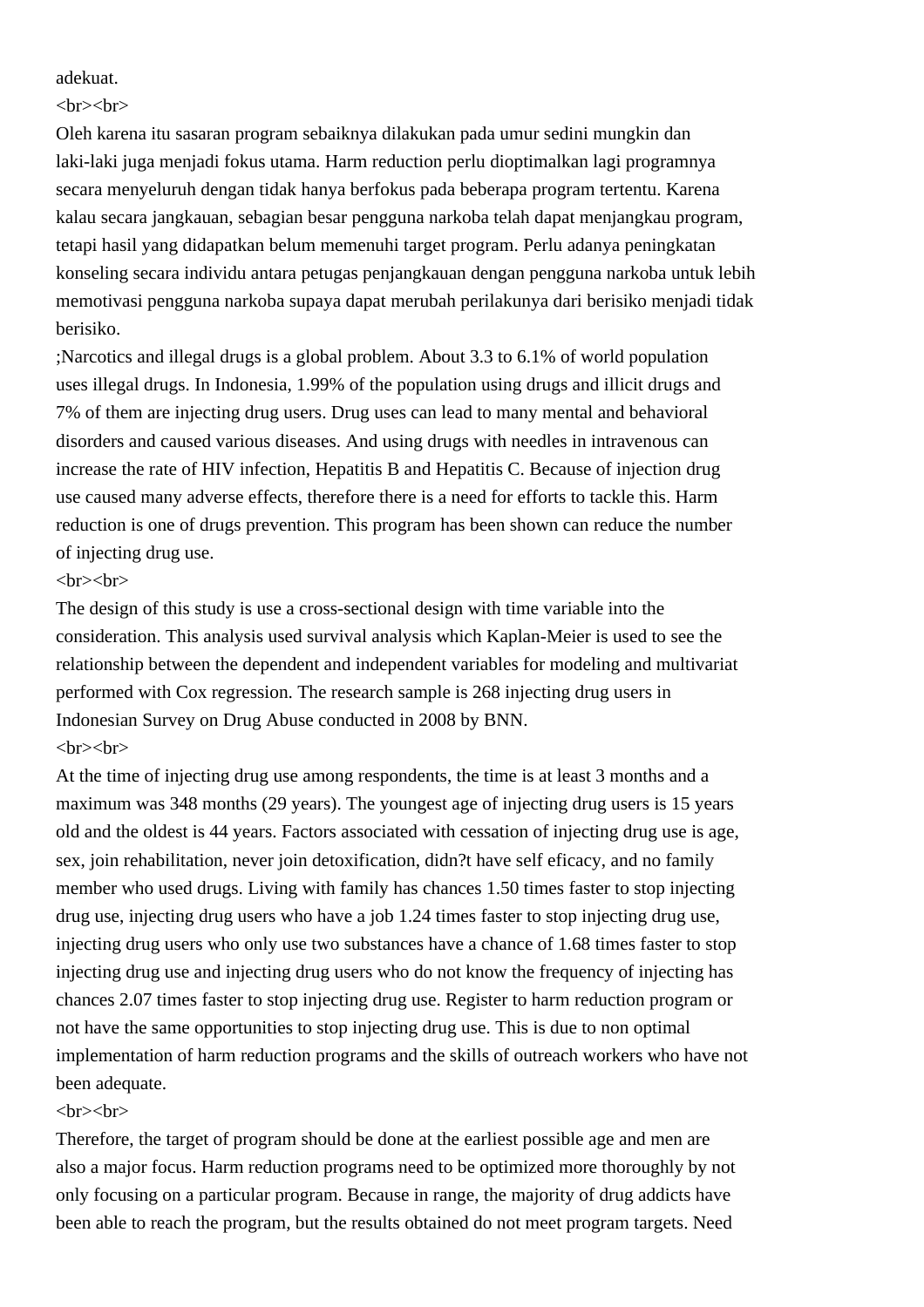adekuat.
<br><br>
Oleh karena itu sasaran program sebaiknya dilakukan pada umur sedini mungkin dan laki-laki juga menjadi fokus utama. Harm reduction perlu dioptimalkan lagi programnya secara menyeluruh dengan tidak hanya berfokus pada beberapa program tertentu. Karena kalau secara jangkauan, sebagian besar pengguna narkoba telah dapat menjangkau program, tetapi hasil yang didapatkan belum memenuhi target program. Perlu adanya peningkatan konseling secara individu antara petugas penjangkauan dengan pengguna narkoba untuk lebih memotivasi pengguna narkoba supaya dapat merubah perilakunya dari berisiko menjadi tidak berisiko.
;Narcotics and illegal drugs is a global problem. About 3.3 to 6.1% of world population uses illegal drugs. In Indonesia, 1.99% of the population using drugs and illicit drugs and 7% of them are injecting drug users. Drug uses can lead to many mental and behavioral disorders and caused various diseases. And using drugs with needles in intravenous can increase the rate of HIV infection, Hepatitis B and Hepatitis C. Because of injection drug use caused many adverse effects, therefore there is a need for efforts to tackle this. Harm reduction is one of drugs prevention. This program has been shown can reduce the number of injecting drug use.
<br><br>
The design of this study is use a cross-sectional design with time variable into the consideration. This analysis used survival analysis which Kaplan-Meier is used to see the relationship between the dependent and independent variables for modeling and multivariat performed with Cox regression. The research sample is 268 injecting drug users in Indonesian Survey on Drug Abuse conducted in 2008 by BNN.
<br><br>
At the time of injecting drug use among respondents, the time is at least 3 months and a maximum was 348 months (29 years). The youngest age of injecting drug users is 15 years old and the oldest is 44 years. Factors associated with cessation of injecting drug use is age, sex, join rehabilitation, never join detoxification, didn?t have self eficacy, and no family member who used drugs. Living with family has chances 1.50 times faster to stop injecting drug use, injecting drug users who have a job 1.24 times faster to stop injecting drug use, injecting drug users who only use two substances have a chance of 1.68 times faster to stop injecting drug use and injecting drug users who do not know the frequency of injecting has chances 2.07 times faster to stop injecting drug use. Register to harm reduction program or not have the same opportunities to stop injecting drug use. This is due to non optimal implementation of harm reduction programs and the skills of outreach workers who have not been adequate.
<br><br>
Therefore, the target of program should be done at the earliest possible age and men are also a major focus. Harm reduction programs need to be optimized more thoroughly by not only focusing on a particular program. Because in range, the majority of drug addicts have been able to reach the program, but the results obtained do not meet program targets. Need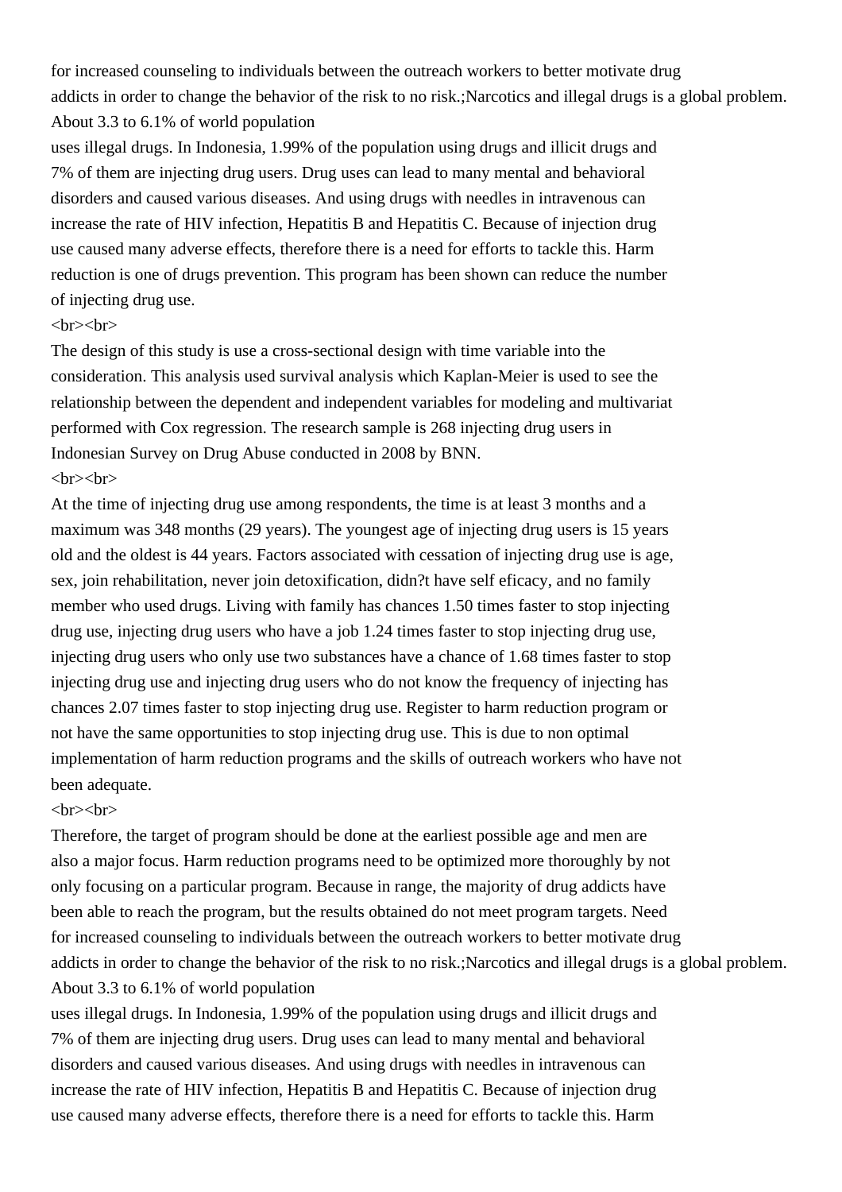for increased counseling to individuals between the outreach workers to better motivate drug addicts in order to change the behavior of the risk to no risk.;Narcotics and illegal drugs is a global problem. About 3.3 to 6.1% of world population uses illegal drugs. In Indonesia, 1.99% of the population using drugs and illicit drugs and 7% of them are injecting drug users. Drug uses can lead to many mental and behavioral disorders and caused various diseases. And using drugs with needles in intravenous can increase the rate of HIV infection, Hepatitis B and Hepatitis C. Because of injection drug use caused many adverse effects, therefore there is a need for efforts to tackle this. Harm reduction is one of drugs prevention. This program has been shown can reduce the number of injecting drug use.
<br><br>
The design of this study is use a cross-sectional design with time variable into the consideration. This analysis used survival analysis which Kaplan-Meier is used to see the relationship between the dependent and independent variables for modeling and multivariat performed with Cox regression. The research sample is 268 injecting drug users in Indonesian Survey on Drug Abuse conducted in 2008 by BNN.
<br><br>
At the time of injecting drug use among respondents, the time is at least 3 months and a maximum was 348 months (29 years). The youngest age of injecting drug users is 15 years old and the oldest is 44 years. Factors associated with cessation of injecting drug use is age, sex, join rehabilitation, never join detoxification, didn?t have self eficacy, and no family member who used drugs. Living with family has chances 1.50 times faster to stop injecting drug use, injecting drug users who have a job 1.24 times faster to stop injecting drug use, injecting drug users who only use two substances have a chance of 1.68 times faster to stop injecting drug use and injecting drug users who do not know the frequency of injecting has chances 2.07 times faster to stop injecting drug use. Register to harm reduction program or not have the same opportunities to stop injecting drug use. This is due to non optimal implementation of harm reduction programs and the skills of outreach workers who have not been adequate.
<br><br>
Therefore, the target of program should be done at the earliest possible age and men are also a major focus. Harm reduction programs need to be optimized more thoroughly by not only focusing on a particular program. Because in range, the majority of drug addicts have been able to reach the program, but the results obtained do not meet program targets. Need for increased counseling to individuals between the outreach workers to better motivate drug addicts in order to change the behavior of the risk to no risk.;Narcotics and illegal drugs is a global problem. About 3.3 to 6.1% of world population uses illegal drugs. In Indonesia, 1.99% of the population using drugs and illicit drugs and 7% of them are injecting drug users. Drug uses can lead to many mental and behavioral disorders and caused various diseases. And using drugs with needles in intravenous can increase the rate of HIV infection, Hepatitis B and Hepatitis C. Because of injection drug use caused many adverse effects, therefore there is a need for efforts to tackle this. Harm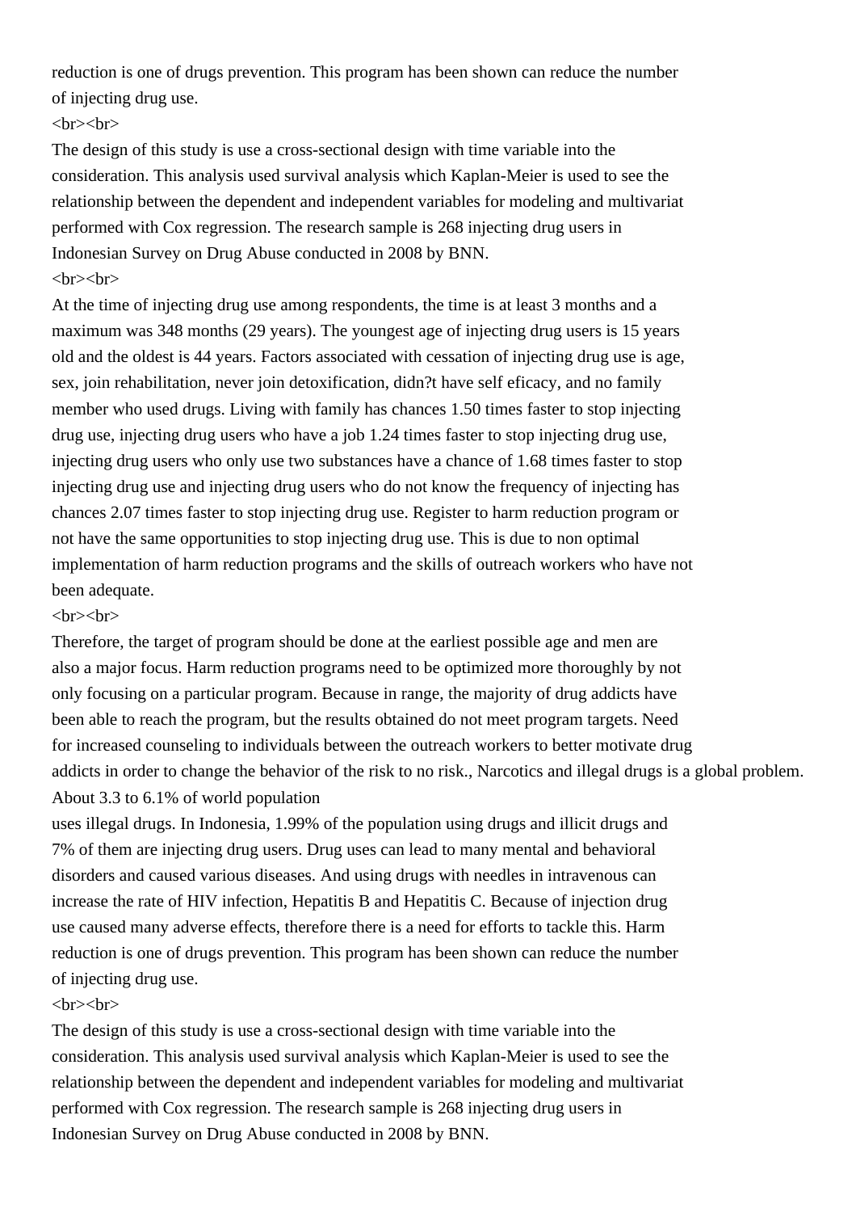reduction is one of drugs prevention. This program has been shown can reduce the number of injecting drug use.
<br><br>
The design of this study is use a cross-sectional design with time variable into the consideration. This analysis used survival analysis which Kaplan-Meier is used to see the relationship between the dependent and independent variables for modeling and multivariat performed with Cox regression. The research sample is 268 injecting drug users in Indonesian Survey on Drug Abuse conducted in 2008 by BNN.
<br><br>
At the time of injecting drug use among respondents, the time is at least 3 months and a maximum was 348 months (29 years). The youngest age of injecting drug users is 15 years old and the oldest is 44 years. Factors associated with cessation of injecting drug use is age, sex, join rehabilitation, never join detoxification, didn?t have self eficacy, and no family member who used drugs. Living with family has chances 1.50 times faster to stop injecting drug use, injecting drug users who have a job 1.24 times faster to stop injecting drug use, injecting drug users who only use two substances have a chance of 1.68 times faster to stop injecting drug use and injecting drug users who do not know the frequency of injecting has chances 2.07 times faster to stop injecting drug use. Register to harm reduction program or not have the same opportunities to stop injecting drug use. This is due to non optimal implementation of harm reduction programs and the skills of outreach workers who have not been adequate.
<br><br>
Therefore, the target of program should be done at the earliest possible age and men are also a major focus. Harm reduction programs need to be optimized more thoroughly by not only focusing on a particular program. Because in range, the majority of drug addicts have been able to reach the program, but the results obtained do not meet program targets. Need for increased counseling to individuals between the outreach workers to better motivate drug addicts in order to change the behavior of the risk to no risk., Narcotics and illegal drugs is a global problem. About 3.3 to 6.1% of world population
uses illegal drugs. In Indonesia, 1.99% of the population using drugs and illicit drugs and 7% of them are injecting drug users. Drug uses can lead to many mental and behavioral disorders and caused various diseases. And using drugs with needles in intravenous can increase the rate of HIV infection, Hepatitis B and Hepatitis C. Because of injection drug use caused many adverse effects, therefore there is a need for efforts to tackle this. Harm reduction is one of drugs prevention. This program has been shown can reduce the number of injecting drug use.
<br><br>
The design of this study is use a cross-sectional design with time variable into the consideration. This analysis used survival analysis which Kaplan-Meier is used to see the relationship between the dependent and independent variables for modeling and multivariat performed with Cox regression. The research sample is 268 injecting drug users in Indonesian Survey on Drug Abuse conducted in 2008 by BNN.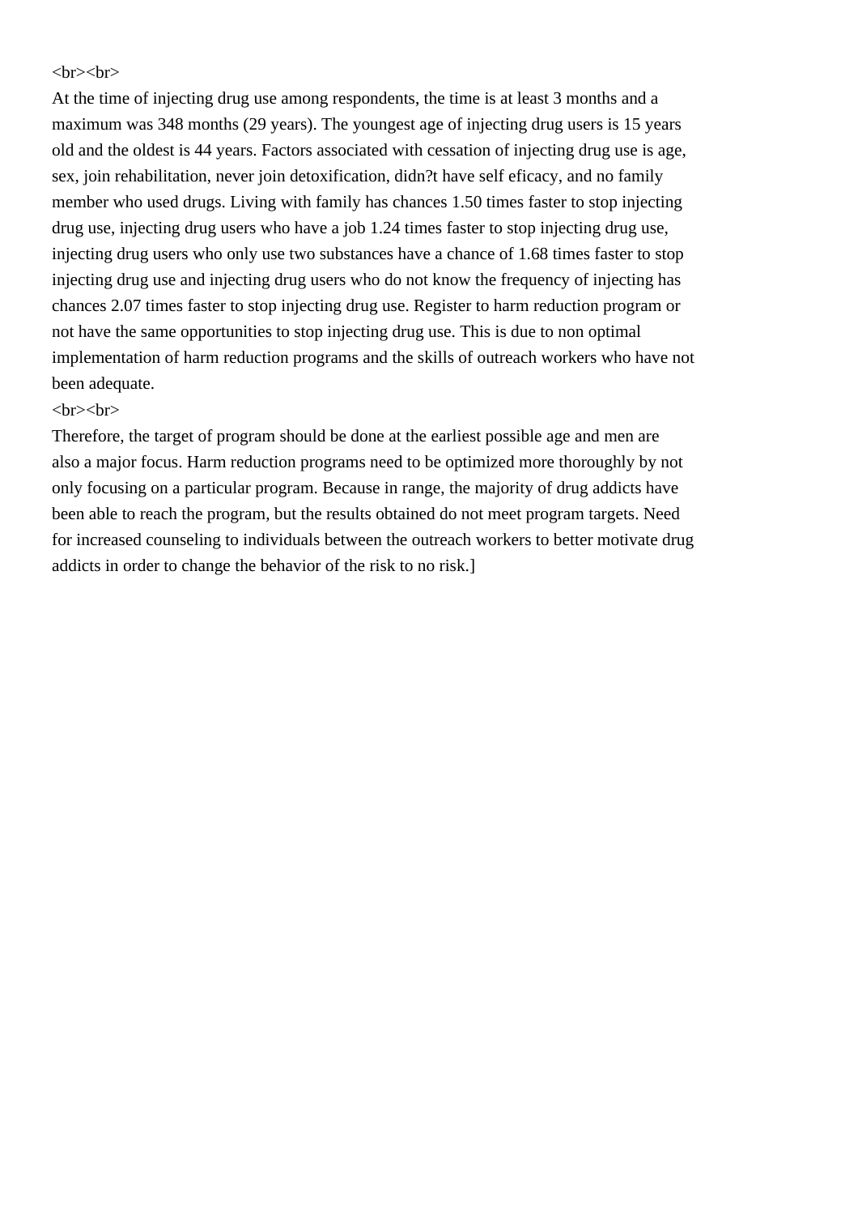<br><br>
At the time of injecting drug use among respondents, the time is at least 3 months and a maximum was 348 months (29 years). The youngest age of injecting drug users is 15 years old and the oldest is 44 years. Factors associated with cessation of injecting drug use is age, sex, join rehabilitation, never join detoxification, didn?t have self eficacy, and no family member who used drugs. Living with family has chances 1.50 times faster to stop injecting drug use, injecting drug users who have a job 1.24 times faster to stop injecting drug use, injecting drug users who only use two substances have a chance of 1.68 times faster to stop injecting drug use and injecting drug users who do not know the frequency of injecting has chances 2.07 times faster to stop injecting drug use. Register to harm reduction program or not have the same opportunities to stop injecting drug use. This is due to non optimal implementation of harm reduction programs and the skills of outreach workers who have not been adequate.
<br><br>
Therefore, the target of program should be done at the earliest possible age and men are also a major focus. Harm reduction programs need to be optimized more thoroughly by not only focusing on a particular program. Because in range, the majority of drug addicts have been able to reach the program, but the results obtained do not meet program targets. Need for increased counseling to individuals between the outreach workers to better motivate drug addicts in order to change the behavior of the risk to no risk.]